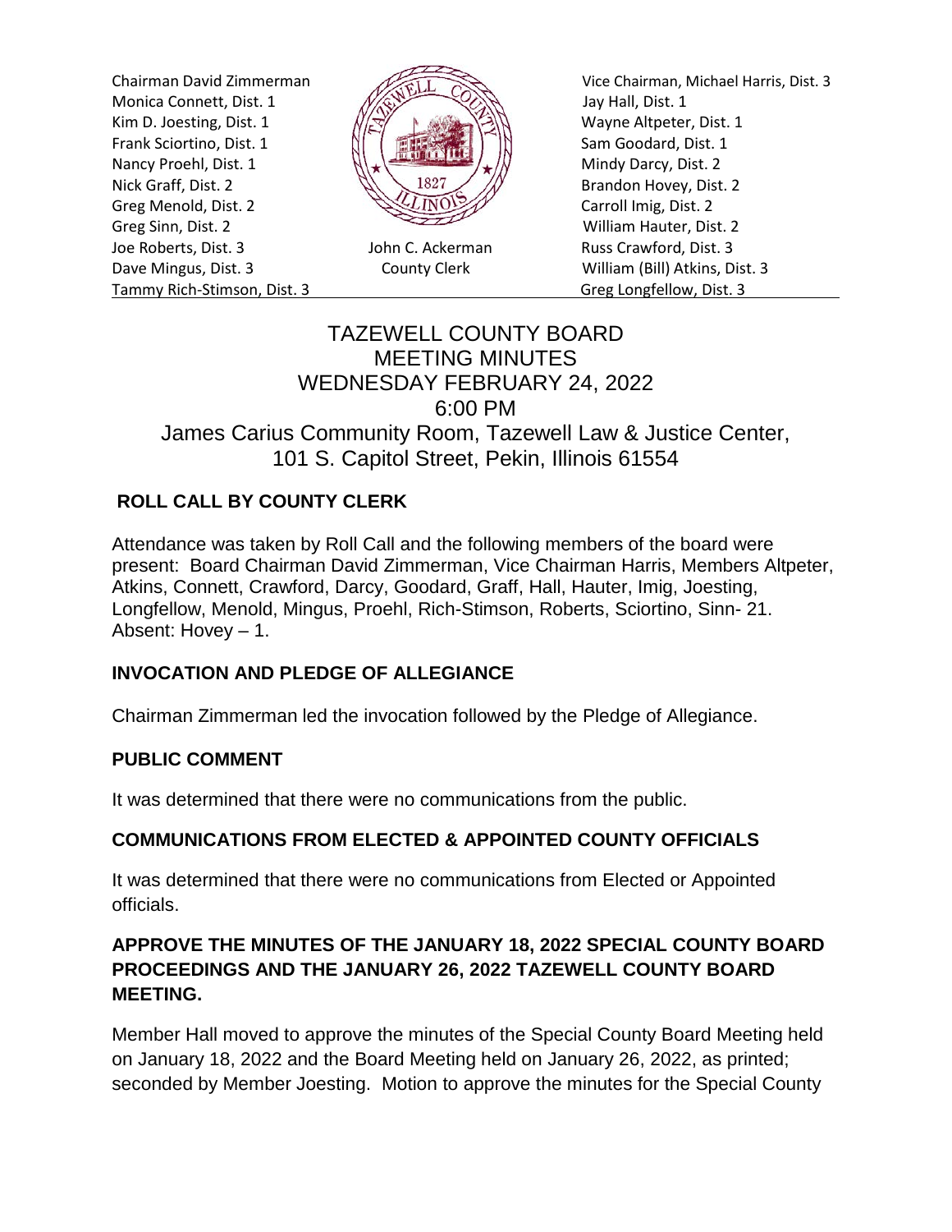Chairman David Zimmerman
Monica Connett, Dist. 1
Kim D. Joesting, Dist. 1
Frank Sciortino, Dist. 1
Nancy Proehl, Dist. 1
Nick Graff, Dist. 2
Greg Menold, Dist. 2
Greg Sinn, Dist. 2
Joe Roberts, Dist. 3
Dave Mingus, Dist. 3
Tammy Rich-Stimson, Dist. 3

John C. Ackerman
County Clerk

Vice Chairman, Michael Harris, Dist. 3
Jay Hall, Dist. 1
Wayne Altpeter, Dist. 1
Sam Goodard, Dist. 1
Mindy Darcy, Dist. 2
Brandon Hovey, Dist. 2
Carroll Imig, Dist. 2
William Hauter, Dist. 2
Russ Crawford, Dist. 3
William (Bill) Atkins, Dist. 3
Greg Longfellow, Dist. 3

# TAZEWELL COUNTY BOARD MEETING MINUTES
## WEDNESDAY FEBRUARY 24, 2022
## 6:00 PM
## James Carius Community Room, Tazewell Law & Justice Center, 101 S. Capitol Street, Pekin, Illinois 61554

### ROLL CALL BY COUNTY CLERK

Attendance was taken by Roll Call and the following members of the board were present: Board Chairman David Zimmerman, Vice Chairman Harris, Members Altpeter, Atkins, Connett, Crawford, Darcy, Goodard, Graff, Hall, Hauter, Imig, Joesting, Longfellow, Menold, Mingus, Proehl, Rich-Stimson, Roberts, Sciortino, Sinn- 21. Absent: Hovey – 1.

### INVOCATION AND PLEDGE OF ALLEGIANCE

Chairman Zimmerman led the invocation followed by the Pledge of Allegiance.

### PUBLIC COMMENT

It was determined that there were no communications from the public.

### COMMUNICATIONS FROM ELECTED & APPOINTED COUNTY OFFICIALS

It was determined that there were no communications from Elected or Appointed officials.

### APPROVE THE MINUTES OF THE JANUARY 18, 2022 SPECIAL COUNTY BOARD PROCEEDINGS AND THE JANUARY 26, 2022 TAZEWELL COUNTY BOARD MEETING.

Member Hall moved to approve the minutes of the Special County Board Meeting held on January 18, 2022 and the Board Meeting held on January 26, 2022, as printed; seconded by Member Joesting. Motion to approve the minutes for the Special County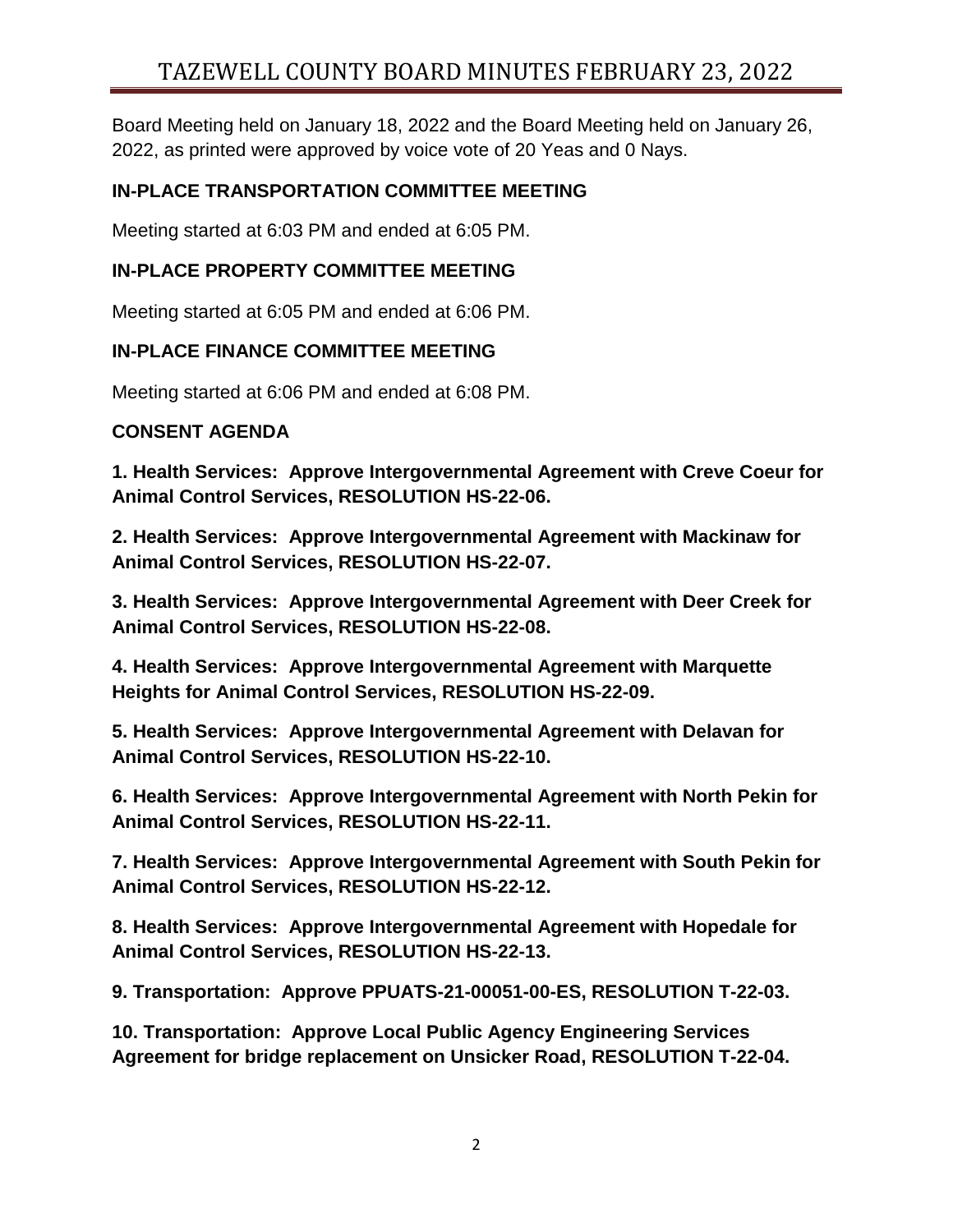Board Meeting held on January 18, 2022 and the Board Meeting held on January 26, 2022, as printed were approved by voice vote of 20 Yeas and 0 Nays.

## IN-PLACE TRANSPORTATION COMMITTEE MEETING

Meeting started at 6:03 PM and ended at 6:05 PM.

## IN-PLACE PROPERTY COMMITTEE MEETING

Meeting started at 6:05 PM and ended at 6:06 PM.

## IN-PLACE FINANCE COMMITTEE MEETING

Meeting started at 6:06 PM and ended at 6:08 PM.

## CONSENT AGENDA

**1. Health Services: Approve Intergovernmental Agreement with Creve Coeur for Animal Control Services, RESOLUTION HS-22-06.**

**2. Health Services: Approve Intergovernmental Agreement with Mackinaw for Animal Control Services, RESOLUTION HS-22-07.**

**3. Health Services: Approve Intergovernmental Agreement with Deer Creek for Animal Control Services, RESOLUTION HS-22-08.**

**4. Health Services: Approve Intergovernmental Agreement with Marquette Heights for Animal Control Services, RESOLUTION HS-22-09.**

**5. Health Services: Approve Intergovernmental Agreement with Delavan for Animal Control Services, RESOLUTION HS-22-10.**

**6. Health Services: Approve Intergovernmental Agreement with North Pekin for Animal Control Services, RESOLUTION HS-22-11.**

**7. Health Services: Approve Intergovernmental Agreement with South Pekin for Animal Control Services, RESOLUTION HS-22-12.**

**8. Health Services: Approve Intergovernmental Agreement with Hopedale for Animal Control Services, RESOLUTION HS-22-13.**

**9. Transportation: Approve PPUATS-21-00051-00-ES, RESOLUTION T-22-03.**

**10. Transportation: Approve Local Public Agency Engineering Services Agreement for bridge replacement on Unsicker Road, RESOLUTION T-22-04.**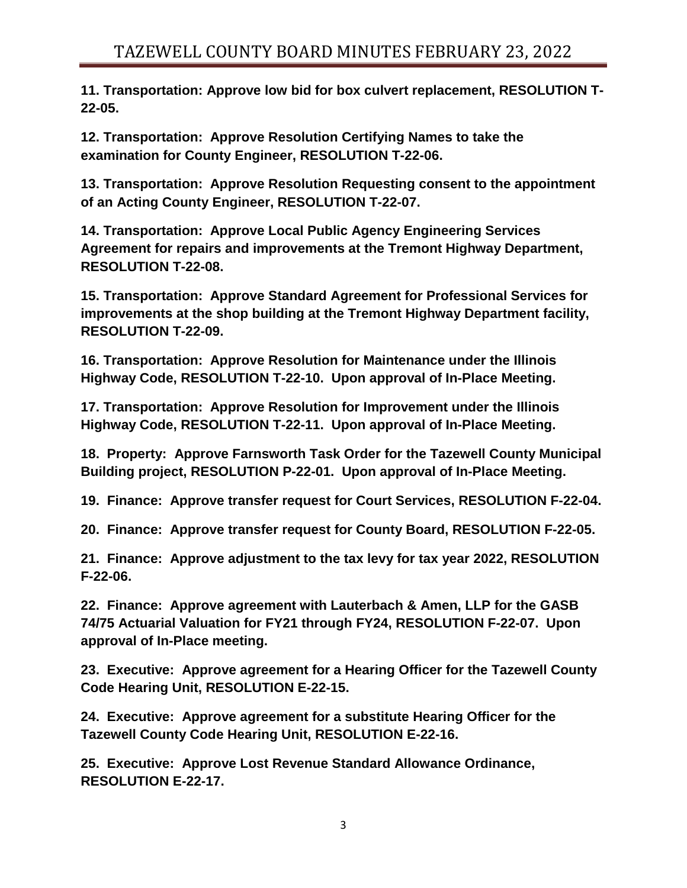**11. Transportation: Approve low bid for box culvert replacement, RESOLUTION T-22-05.**

**12. Transportation: Approve Resolution Certifying Names to take the examination for County Engineer, RESOLUTION T-22-06.**

**13. Transportation: Approve Resolution Requesting consent to the appointment of an Acting County Engineer, RESOLUTION T-22-07.**

**14. Transportation: Approve Local Public Agency Engineering Services Agreement for repairs and improvements at the Tremont Highway Department, RESOLUTION T-22-08.**

**15. Transportation: Approve Standard Agreement for Professional Services for improvements at the shop building at the Tremont Highway Department facility, RESOLUTION T-22-09.**

**16. Transportation: Approve Resolution for Maintenance under the Illinois Highway Code, RESOLUTION T-22-10. Upon approval of In-Place Meeting.**

**17. Transportation: Approve Resolution for Improvement under the Illinois Highway Code, RESOLUTION T-22-11. Upon approval of In-Place Meeting.**

**18. Property: Approve Farnsworth Task Order for the Tazewell County Municipal Building project, RESOLUTION P-22-01. Upon approval of In-Place Meeting.**

**19. Finance: Approve transfer request for Court Services, RESOLUTION F-22-04.**

**20. Finance: Approve transfer request for County Board, RESOLUTION F-22-05.**

**21. Finance: Approve adjustment to the tax levy for tax year 2022, RESOLUTION F-22-06.**

**22. Finance: Approve agreement with Lauterbach & Amen, LLP for the GASB 74/75 Actuarial Valuation for FY21 through FY24, RESOLUTION F-22-07. Upon approval of In-Place meeting.**

**23. Executive: Approve agreement for a Hearing Officer for the Tazewell County Code Hearing Unit, RESOLUTION E-22-15.**

**24. Executive: Approve agreement for a substitute Hearing Officer for the Tazewell County Code Hearing Unit, RESOLUTION E-22-16.**

**25. Executive: Approve Lost Revenue Standard Allowance Ordinance, RESOLUTION E-22-17.**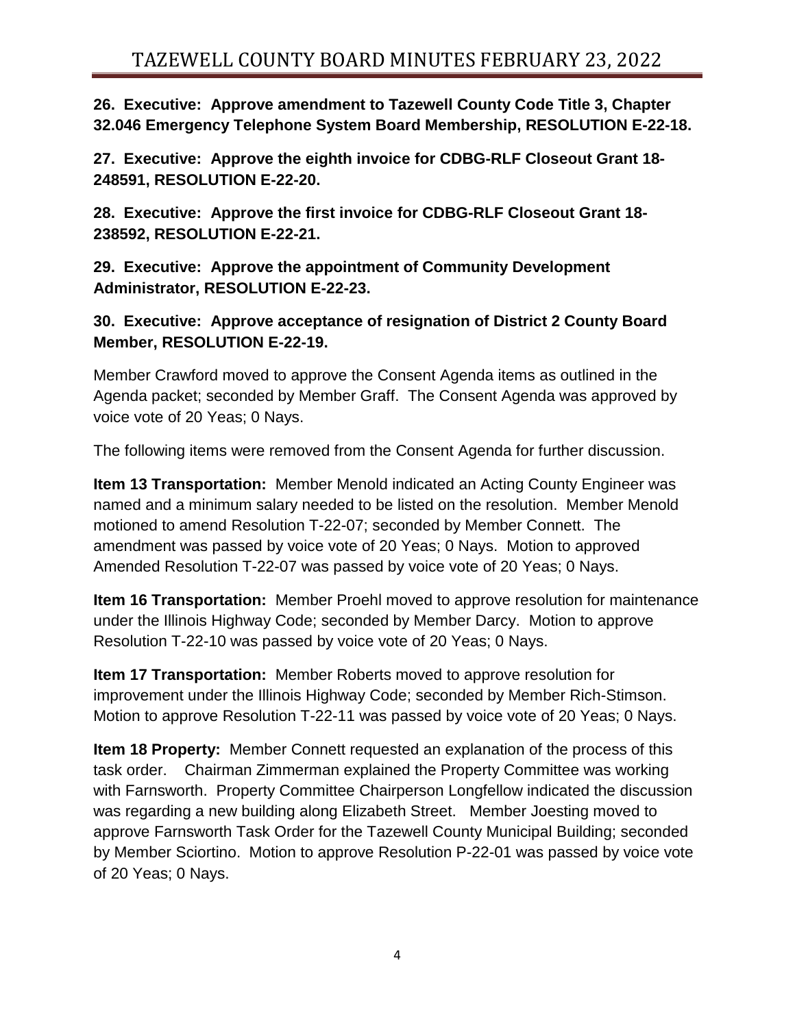**26. Executive: Approve amendment to Tazewell County Code Title 3, Chapter 32.046 Emergency Telephone System Board Membership, RESOLUTION E-22-18.**

**27. Executive: Approve the eighth invoice for CDBG-RLF Closeout Grant 18-248591, RESOLUTION E-22-20.**

**28. Executive: Approve the first invoice for CDBG-RLF Closeout Grant 18-238592, RESOLUTION E-22-21.**

**29. Executive: Approve the appointment of Community Development Administrator, RESOLUTION E-22-23.**

**30. Executive: Approve acceptance of resignation of District 2 County Board Member, RESOLUTION E-22-19.**

Member Crawford moved to approve the Consent Agenda items as outlined in the Agenda packet; seconded by Member Graff. The Consent Agenda was approved by voice vote of 20 Yeas; 0 Nays.

The following items were removed from the Consent Agenda for further discussion.

**Item 13 Transportation:** Member Menold indicated an Acting County Engineer was named and a minimum salary needed to be listed on the resolution. Member Menold motioned to amend Resolution T-22-07; seconded by Member Connett. The amendment was passed by voice vote of 20 Yeas; 0 Nays. Motion to approved Amended Resolution T-22-07 was passed by voice vote of 20 Yeas; 0 Nays.

**Item 16 Transportation:** Member Proehl moved to approve resolution for maintenance under the Illinois Highway Code; seconded by Member Darcy. Motion to approve Resolution T-22-10 was passed by voice vote of 20 Yeas; 0 Nays.

**Item 17 Transportation:** Member Roberts moved to approve resolution for improvement under the Illinois Highway Code; seconded by Member Rich-Stimson. Motion to approve Resolution T-22-11 was passed by voice vote of 20 Yeas; 0 Nays.

**Item 18 Property:** Member Connett requested an explanation of the process of this task order. Chairman Zimmerman explained the Property Committee was working with Farnsworth. Property Committee Chairperson Longfellow indicated the discussion was regarding a new building along Elizabeth Street. Member Joesting moved to approve Farnsworth Task Order for the Tazewell County Municipal Building; seconded by Member Sciortino. Motion to approve Resolution P-22-01 was passed by voice vote of 20 Yeas; 0 Nays.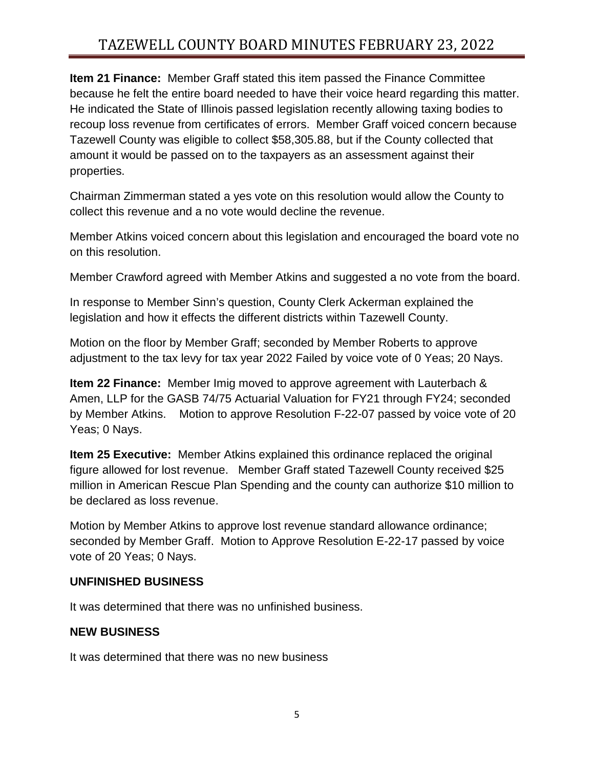**Item 21 Finance:** Member Graff stated this item passed the Finance Committee because he felt the entire board needed to have their voice heard regarding this matter. He indicated the State of Illinois passed legislation recently allowing taxing bodies to recoup loss revenue from certificates of errors. Member Graff voiced concern because Tazewell County was eligible to collect $58,305.88, but if the County collected that amount it would be passed on to the taxpayers as an assessment against their properties.

Chairman Zimmerman stated a yes vote on this resolution would allow the County to collect this revenue and a no vote would decline the revenue.

Member Atkins voiced concern about this legislation and encouraged the board vote no on this resolution.

Member Crawford agreed with Member Atkins and suggested a no vote from the board.

In response to Member Sinn's question, County Clerk Ackerman explained the legislation and how it effects the different districts within Tazewell County.

Motion on the floor by Member Graff; seconded by Member Roberts to approve adjustment to the tax levy for tax year 2022 Failed by voice vote of 0 Yeas; 20 Nays.

**Item 22 Finance:** Member Imig moved to approve agreement with Lauterbach & Amen, LLP for the GASB 74/75 Actuarial Valuation for FY21 through FY24; seconded by Member Atkins. Motion to approve Resolution F-22-07 passed by voice vote of 20 Yeas; 0 Nays.

**Item 25 Executive:** Member Atkins explained this ordinance replaced the original figure allowed for lost revenue. Member Graff stated Tazewell County received $25 million in American Rescue Plan Spending and the county can authorize $10 million to be declared as loss revenue.

Motion by Member Atkins to approve lost revenue standard allowance ordinance; seconded by Member Graff. Motion to Approve Resolution E-22-17 passed by voice vote of 20 Yeas; 0 Nays.

**UNFINISHED BUSINESS**

It was determined that there was no unfinished business.

**NEW BUSINESS**

It was determined that there was no new business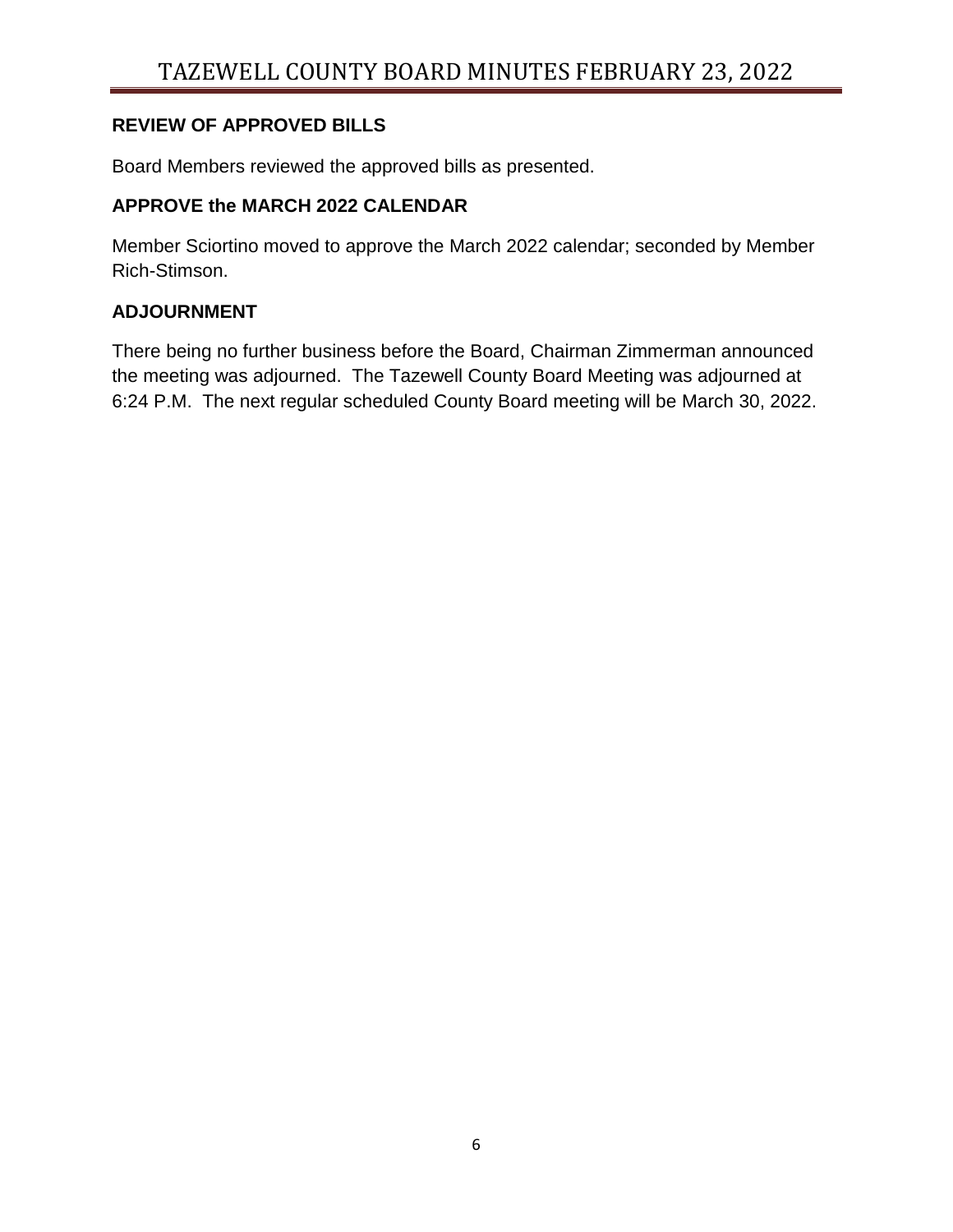## REVIEW OF APPROVED BILLS

Board Members reviewed the approved bills as presented.

## APPROVE the MARCH 2022 CALENDAR

Member Sciortino moved to approve the March 2022 calendar; seconded by Member Rich-Stimson.

## ADJOURNMENT

There being no further business before the Board, Chairman Zimmerman announced the meeting was adjourned. The Tazewell County Board Meeting was adjourned at 6:24 P.M. The next regular scheduled County Board meeting will be March 30, 2022.